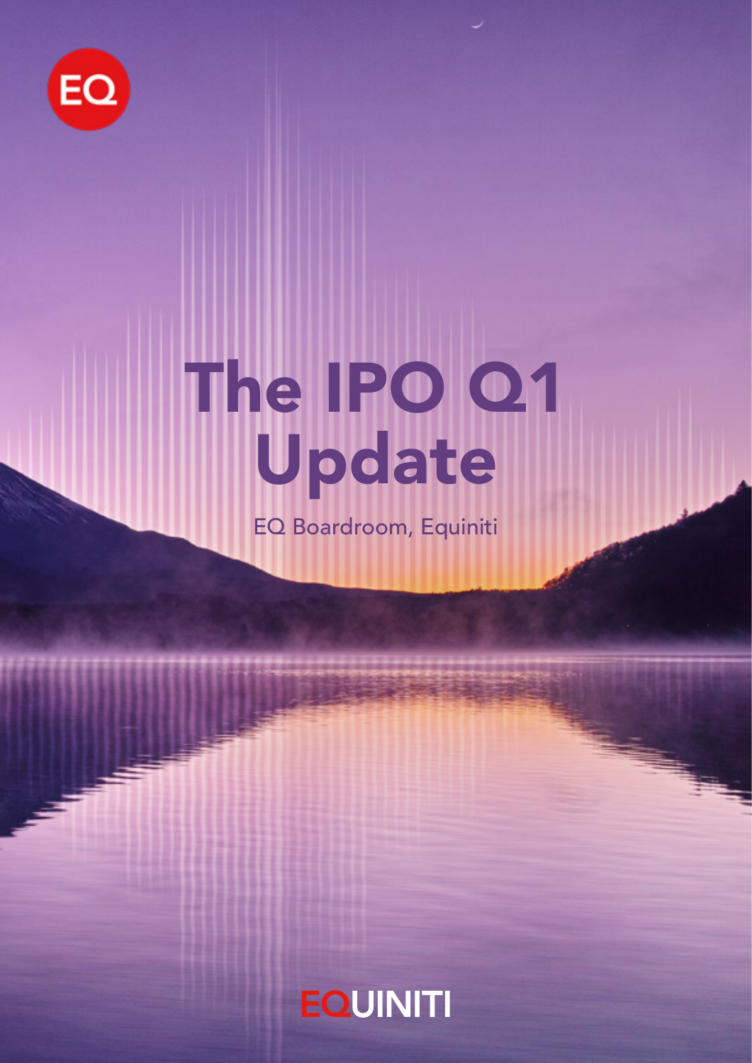# The IPO Q1 Update

EQ Boardroom, Equiniti

EQUINITI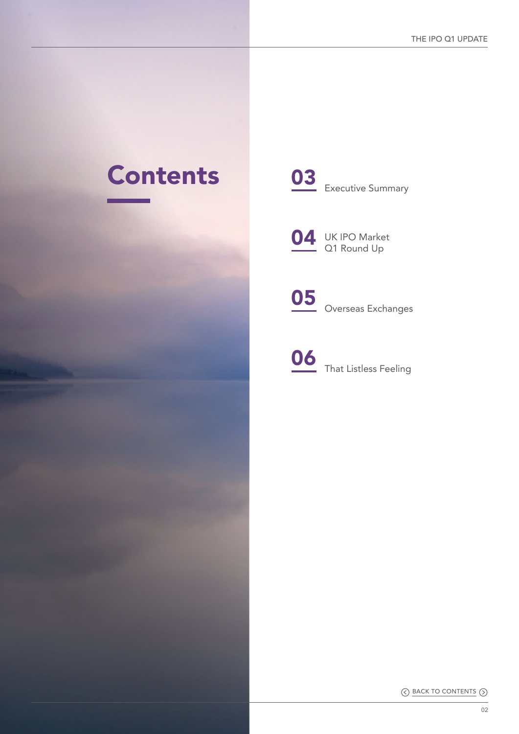# Contents

**03** Executive Summary

**04** UK IPO Market Q1 Round Up

**05** Overseas Exchanges

**06** That Listless Feeling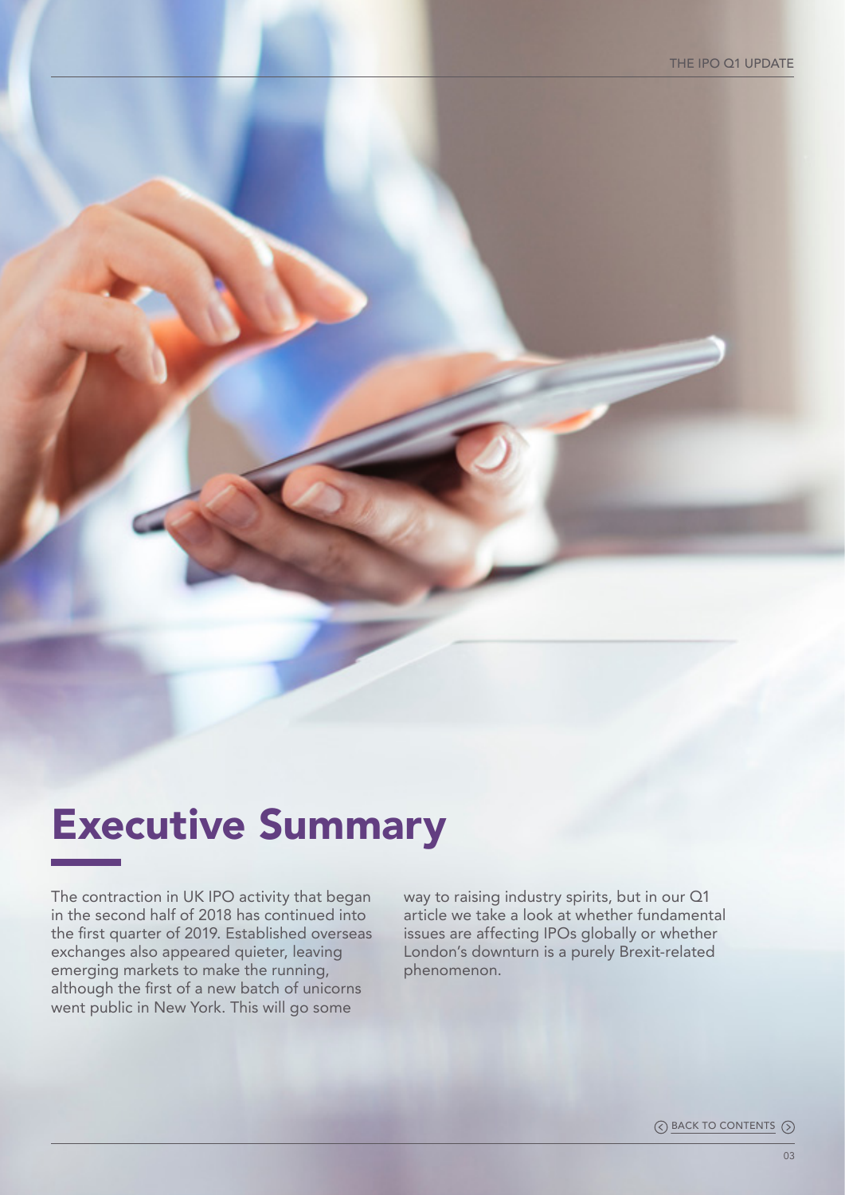# Executive Summary

The contraction in UK IPO activity that began in the second half of 2018 has continued into the first quarter of 2019. Established overseas exchanges also appeared quieter, leaving emerging markets to make the running, although the first of a new batch of unicorns went public in New York. This will go some way to raising industry spirits, but in our Q1 article we take a look at whether fundamental issues are affecting IPOs globally or whether London's downturn is a purely Brexit-related phenomenon.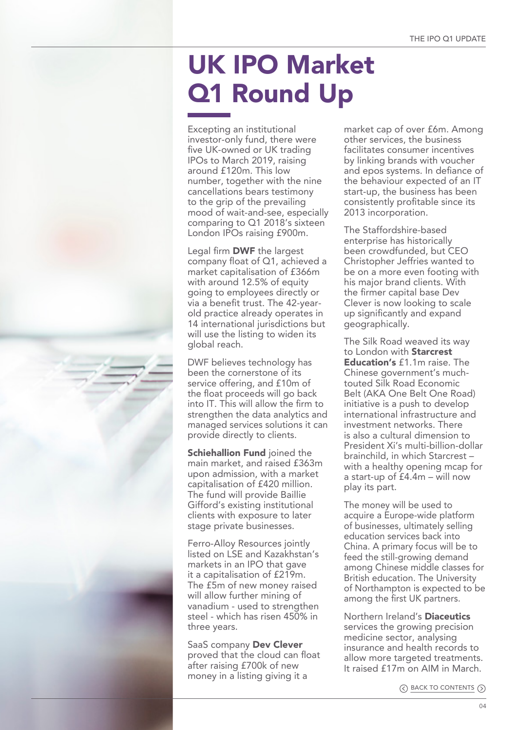# UK IPO Market Q1 Round Up

Excepting an institutional investor-only fund, there were five UK-owned or UK trading IPOs to March 2019, raising around £120m. This low number, together with the nine cancellations bears testimony to the grip of the prevailing mood of wait-and-see, especially comparing to Q1 2018's sixteen London IPOs raising £900m.

Legal firm **DWF** the largest company float of Q1, achieved a market capitalisation of £366m with around 12.5% of equity going to employees directly or via a benefit trust. The 42-year-old practice already operates in 14 international jurisdictions but will use the listing to widen its global reach.

DWF believes technology has been the cornerstone of its service offering, and £10m of the float proceeds will go back into IT. This will allow the firm to strengthen the data analytics and managed services solutions it can provide directly to clients.

**Schiehallion Fund** joined the main market, and raised £363m upon admission, with a market capitalisation of £420 million. The fund will provide Baillie Gifford's existing institutional clients with exposure to later stage private businesses.

Ferro-Alloy Resources jointly listed on LSE and Kazakhstan's markets in an IPO that gave it a capitalisation of £219m. The £5m of new money raised will allow further mining of vanadium - used to strengthen steel - which has risen 450% in three years.

SaaS company **Dev Clever** proved that the cloud can float after raising £700k of new money in a listing giving it a market cap of over £6m. Among other services, the business facilitates consumer incentives by linking brands with voucher and epos systems. In defiance of the behaviour expected of an IT start-up, the business has been consistently profitable since its 2013 incorporation.

The Staffordshire-based enterprise has historically been crowdfunded, but CEO Christopher Jeffries wanted to be on a more even footing with his major brand clients. With the firmer capital base Dev Clever is now looking to scale up significantly and expand geographically.

The Silk Road weaved its way to London with **Starcrest Education's** £1.1m raise. The Chinese government's much-touted Silk Road Economic Belt (AKA One Belt One Road) initiative is a push to develop international infrastructure and investment networks. There is also a cultural dimension to President Xi's multi-billion-dollar brainchild, in which Starcrest – with a healthy opening mcap for a start-up of £4.4m – will now play its part.

The money will be used to acquire a Europe-wide platform of businesses, ultimately selling education services back into China. A primary focus will be to feed the still-growing demand among Chinese middle classes for British education. The University of Northampton is expected to be among the first UK partners.

Northern Ireland's **Diaceutics** services the growing precision medicine sector, analysing insurance and health records to allow more targeted treatments. It raised £17m on AIM in March.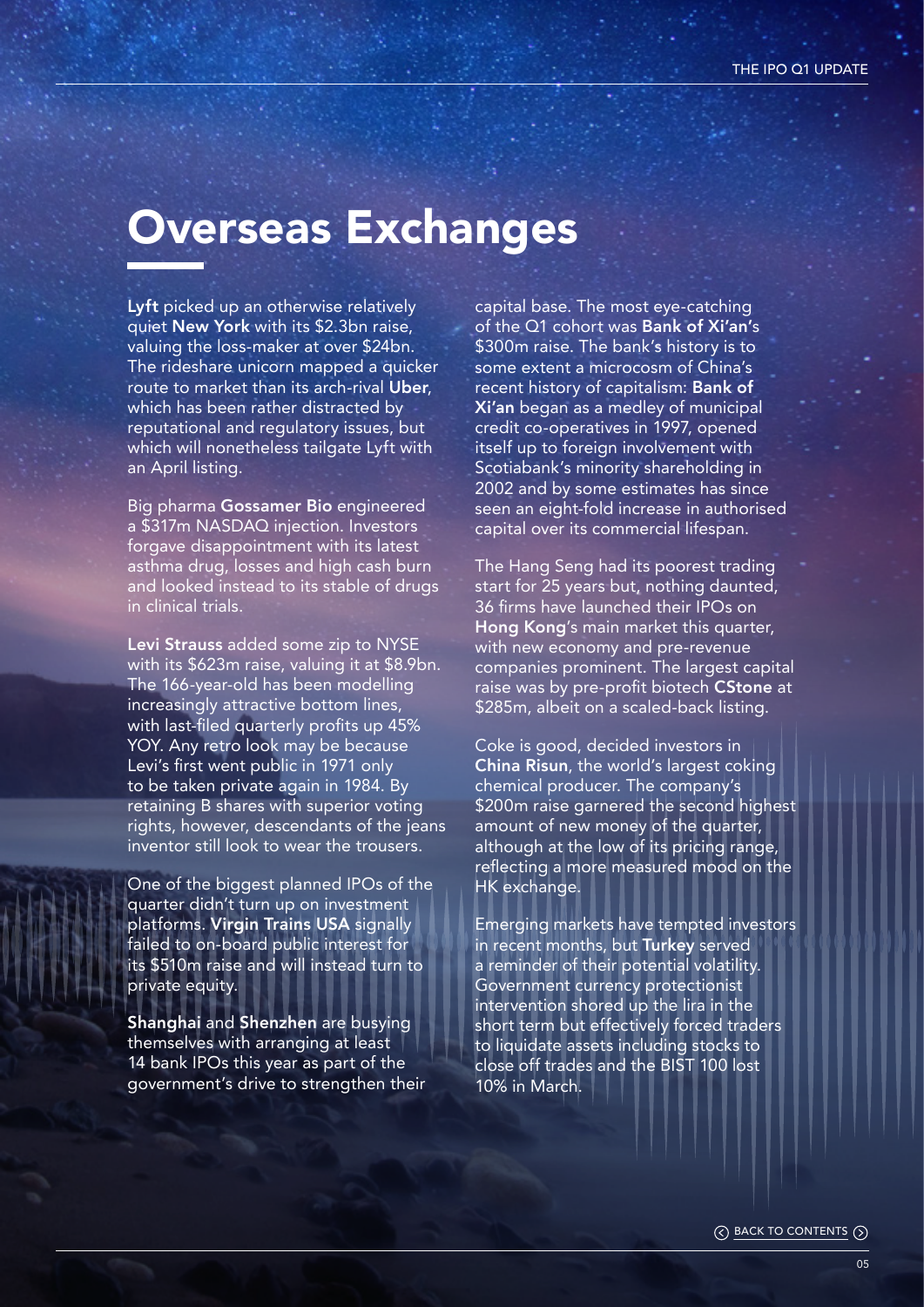# Overseas Exchanges

**Lyft** picked up an otherwise relatively quiet **New York** with its $2.3bn raise, valuing the loss-maker at over $24bn. The rideshare unicorn mapped a quicker route to market than its arch-rival **Uber**, which has been rather distracted by reputational and regulatory issues, but which will nonetheless tailgate Lyft with an April listing.

Big pharma **Gossamer Bio** engineered a $317m NASDAQ injection. Investors forgave disappointment with its latest asthma drug, losses and high cash burn and looked instead to its stable of drugs in clinical trials.

**Levi Strauss** added some zip to NYSE with its $623m raise, valuing it at $8.9bn. The 166-year-old has been modelling increasingly attractive bottom lines, with last-filed quarterly profits up 45% YOY. Any retro look may be because Levi's first went public in 1971 only to be taken private again in 1984. By retaining B shares with superior voting rights, however, descendants of the jeans inventor still look to wear the trousers.

One of the biggest planned IPOs of the quarter didn't turn up on investment platforms. **Virgin Trains USA** signally failed to on-board public interest for its $510m raise and will instead turn to private equity.

**Shanghai** and **Shenzhen** are busying themselves with arranging at least 14 bank IPOs this year as part of the government's drive to strengthen their capital base. The most eye-catching of the Q1 cohort was **Bank of Xi'an**'s $300m raise. The bank's history is to some extent a microcosm of China's recent history of capitalism: **Bank of Xi'an** began as a medley of municipal credit co-operatives in 1997, opened itself up to foreign involvement with Scotiabank's minority shareholding in 2002 and by some estimates has since seen an eight-fold increase in authorised capital over its commercial lifespan.

The Hang Seng had its poorest trading start for 25 years but, nothing daunted, 36 firms have launched their IPOs on **Hong Kong**'s main market this quarter, with new economy and pre-revenue companies prominent. The largest capital raise was by pre-profit biotech **CStone** at $285m, albeit on a scaled-back listing.

Coke is good, decided investors in **China Risun**, the world's largest coking chemical producer. The company's $200m raise garnered the second highest amount of new money of the quarter, although at the low of its pricing range, reflecting a more measured mood on the HK exchange.

Emerging markets have tempted investors in recent months, but **Turkey** served a reminder of their potential volatility. Government currency protectionist intervention shored up the lira in the short term but effectively forced traders to liquidate assets including stocks to close off trades and the BIST 100 lost 10% in March.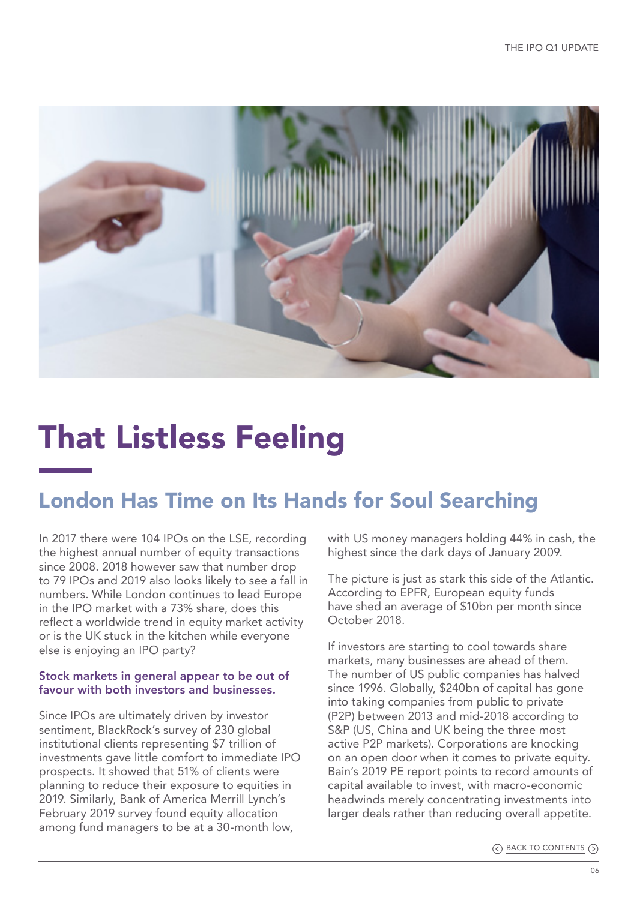# That Listless Feeling

## London Has Time on Its Hands for Soul Searching

In 2017 there were 104 IPOs on the LSE, recording the highest annual number of equity transactions since 2008. 2018 however saw that number drop to 79 IPOs and 2019 also looks likely to see a fall in numbers. While London continues to lead Europe in the IPO market with a 73% share, does this reflect a worldwide trend in equity market activity or is the UK stuck in the kitchen while everyone else is enjoying an IPO party?

**Stock markets in general appear to be out of favour with both investors and businesses.**

Since IPOs are ultimately driven by investor sentiment, BlackRock's survey of 230 global institutional clients representing $7 trillion of investments gave little comfort to immediate IPO prospects. It showed that 51% of clients were planning to reduce their exposure to equities in 2019. Similarly, Bank of America Merrill Lynch's February 2019 survey found equity allocation among fund managers to be at a 30-month low, with US money managers holding 44% in cash, the highest since the dark days of January 2009.

The picture is just as stark this side of the Atlantic. According to EPFR, European equity funds have shed an average of $10bn per month since October 2018.

If investors are starting to cool towards share markets, many businesses are ahead of them. The number of US public companies has halved since 1996. Globally, $240bn of capital has gone into taking companies from public to private (P2P) between 2013 and mid-2018 according to S&P (US, China and UK being the three most active P2P markets). Corporations are knocking on an open door when it comes to private equity. Bain's 2019 PE report points to record amounts of capital available to invest, with macro-economic headwinds merely concentrating investments into larger deals rather than reducing overall appetite.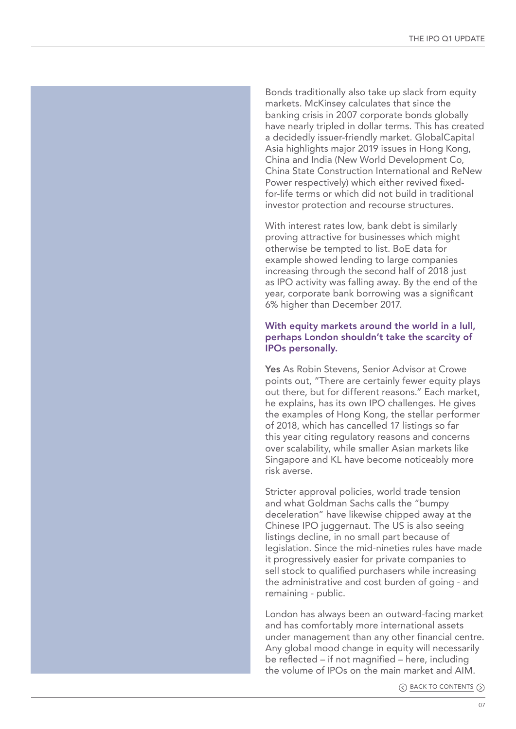Bonds traditionally also take up slack from equity markets. McKinsey calculates that since the banking crisis in 2007 corporate bonds globally have nearly tripled in dollar terms. This has created a decidedly issuer-friendly market. GlobalCapital Asia highlights major 2019 issues in Hong Kong, China and India (New World Development Co, China State Construction International and ReNew Power respectively) which either revived fixed-for-life terms or which did not build in traditional investor protection and recourse structures.

With interest rates low, bank debt is similarly proving attractive for businesses which might otherwise be tempted to list. BoE data for example showed lending to large companies increasing through the second half of 2018 just as IPO activity was falling away. By the end of the year, corporate bank borrowing was a significant 6% higher than December 2017.

**With equity markets around the world in a lull, perhaps London shouldn't take the scarcity of IPOs personally.**

**Yes** As Robin Stevens, Senior Advisor at Crowe points out, "There are certainly fewer equity plays out there, but for different reasons." Each market, he explains, has its own IPO challenges. He gives the examples of Hong Kong, the stellar performer of 2018, which has cancelled 17 listings so far this year citing regulatory reasons and concerns over scalability, while smaller Asian markets like Singapore and KL have become noticeably more risk averse.

Stricter approval policies, world trade tension and what Goldman Sachs calls the "bumpy deceleration" have likewise chipped away at the Chinese IPO juggernaut. The US is also seeing listings decline, in no small part because of legislation. Since the mid-nineties rules have made it progressively easier for private companies to sell stock to qualified purchasers while increasing the administrative and cost burden of going - and remaining - public.

London has always been an outward-facing market and has comfortably more international assets under management than any other financial centre. Any global mood change in equity will necessarily be reflected – if not magnified – here, including the volume of IPOs on the main market and AIM.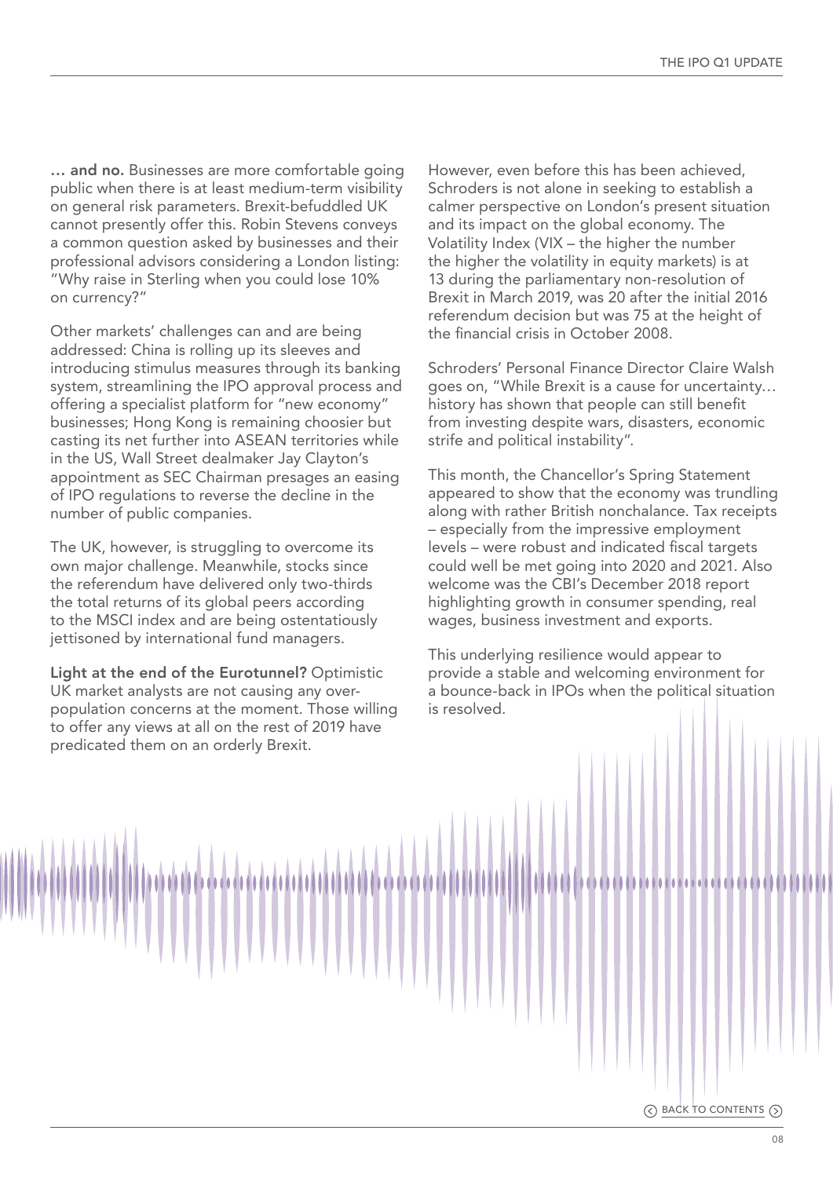**… and no.** Businesses are more comfortable going public when there is at least medium-term visibility on general risk parameters. Brexit-befuddled UK cannot presently offer this. Robin Stevens conveys a common question asked by businesses and their professional advisors considering a London listing: "Why raise in Sterling when you could lose 10% on currency?"

Other markets' challenges can and are being addressed: China is rolling up its sleeves and introducing stimulus measures through its banking system, streamlining the IPO approval process and offering a specialist platform for "new economy" businesses; Hong Kong is remaining choosier but casting its net further into ASEAN territories while in the US, Wall Street dealmaker Jay Clayton's appointment as SEC Chairman presages an easing of IPO regulations to reverse the decline in the number of public companies.

The UK, however, is struggling to overcome its own major challenge. Meanwhile, stocks since the referendum have delivered only two-thirds the total returns of its global peers according to the MSCI index and are being ostentatiously jettisoned by international fund managers.

**Light at the end of the Eurotunnel?** Optimistic UK market analysts are not causing any over-population concerns at the moment. Those willing to offer any views at all on the rest of 2019 have predicated them on an orderly Brexit.

However, even before this has been achieved, Schroders is not alone in seeking to establish a calmer perspective on London's present situation and its impact on the global economy. The Volatility Index (VIX – the higher the number the higher the volatility in equity markets) is at 13 during the parliamentary non-resolution of Brexit in March 2019, was 20 after the initial 2016 referendum decision but was 75 at the height of the financial crisis in October 2008.

Schroders' Personal Finance Director Claire Walsh goes on, "While Brexit is a cause for uncertainty… history has shown that people can still benefit from investing despite wars, disasters, economic strife and political instability".

This month, the Chancellor's Spring Statement appeared to show that the economy was trundling along with rather British nonchalance. Tax receipts – especially from the impressive employment levels – were robust and indicated fiscal targets could well be met going into 2020 and 2021. Also welcome was the CBI's December 2018 report highlighting growth in consumer spending, real wages, business investment and exports.

This underlying resilience would appear to provide a stable and welcoming environment for a bounce-back in IPOs when the political situation is resolved.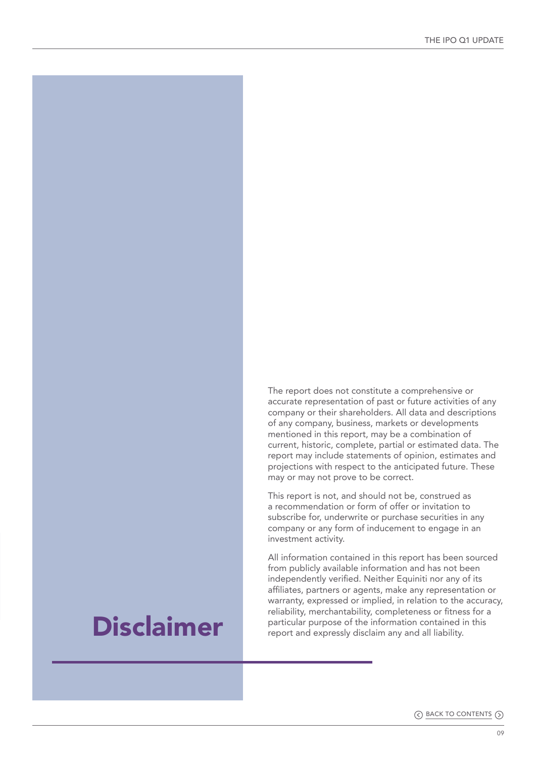# Disclaimer

The report does not constitute a comprehensive or accurate representation of past or future activities of any company or their shareholders. All data and descriptions of any company, business, markets or developments mentioned in this report, may be a combination of current, historic, complete, partial or estimated data. The report may include statements of opinion, estimates and projections with respect to the anticipated future. These may or may not prove to be correct.

This report is not, and should not be, construed as a recommendation or form of offer or invitation to subscribe for, underwrite or purchase securities in any company or any form of inducement to engage in an investment activity.

All information contained in this report has been sourced from publicly available information and has not been independently verified. Neither Equiniti nor any of its affiliates, partners or agents, make any representation or warranty, expressed or implied, in relation to the accuracy, reliability, merchantability, completeness or fitness for a particular purpose of the information contained in this report and expressly disclaim any and all liability.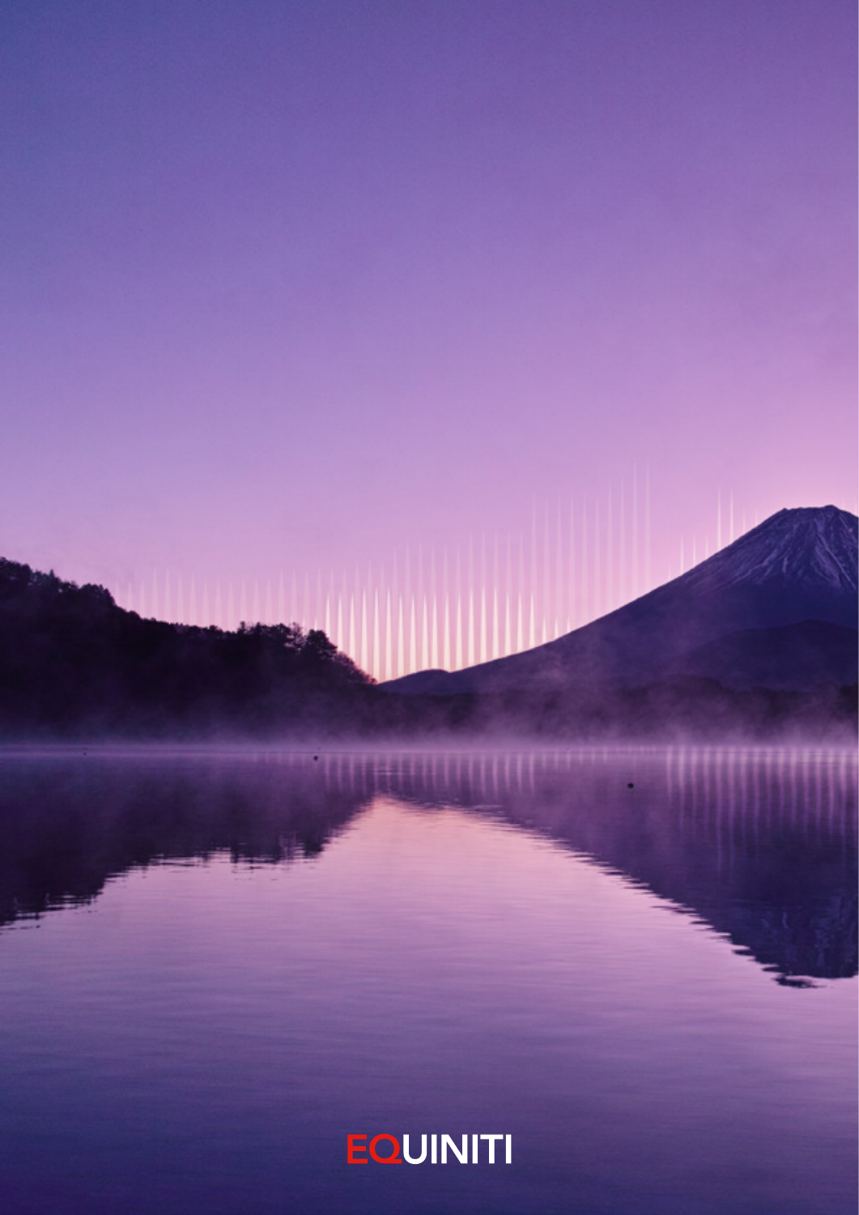EQUINITI